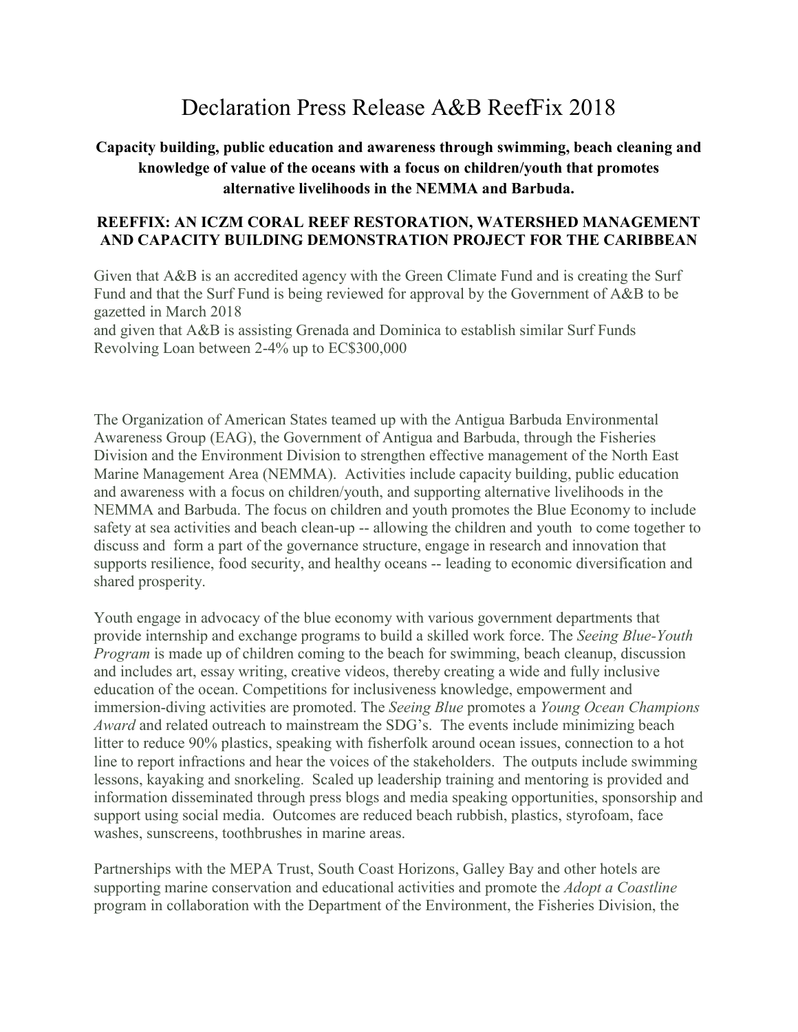# Declaration Press Release A&B ReefFix 2018

### Capacity building, public education and awareness through swimming, beach cleaning and knowledge of value of the oceans with a focus on children/youth that promotes alternative livelihoods in the NEMMA and Barbuda.

### REEFFIX: AN ICZM CORAL REEF RESTORATION, WATERSHED MANAGEMENT AND CAPACITY BUILDING DEMONSTRATION PROJECT FOR THE CARIBBEAN

Given that A&B is an accredited agency with the Green Climate Fund and is creating the Surf Fund and that the Surf Fund is being reviewed for approval by the Government of A&B to be gazetted in March 2018
and given that A&B is assisting Grenada and Dominica to establish similar Surf Funds Revolving Loan between 2-4% up to EC$300,000

The Organization of American States teamed up with the Antigua Barbuda Environmental Awareness Group (EAG), the Government of Antigua and Barbuda, through the Fisheries Division and the Environment Division to strengthen effective management of the North East Marine Management Area (NEMMA). Activities include capacity building, public education and awareness with a focus on children/youth, and supporting alternative livelihoods in the NEMMA and Barbuda. The focus on children and youth promotes the Blue Economy to include safety at sea activities and beach clean-up -- allowing the children and youth to come together to discuss and form a part of the governance structure, engage in research and innovation that supports resilience, food security, and healthy oceans -- leading to economic diversification and shared prosperity.

Youth engage in advocacy of the blue economy with various government departments that provide internship and exchange programs to build a skilled work force. The *Seeing Blue-Youth Program* is made up of children coming to the beach for swimming, beach cleanup, discussion and includes art, essay writing, creative videos, thereby creating a wide and fully inclusive education of the ocean. Competitions for inclusiveness knowledge, empowerment and immersion-diving activities are promoted. The *Seeing Blue* promotes a *Young Ocean Champions Award* and related outreach to mainstream the SDG's. The events include minimizing beach litter to reduce 90% plastics, speaking with fisherfolk around ocean issues, connection to a hot line to report infractions and hear the voices of the stakeholders. The outputs include swimming lessons, kayaking and snorkeling. Scaled up leadership training and mentoring is provided and information disseminated through press blogs and media speaking opportunities, sponsorship and support using social media. Outcomes are reduced beach rubbish, plastics, styrofoam, face washes, sunscreens, toothbrushes in marine areas.

Partnerships with the MEPA Trust, South Coast Horizons, Galley Bay and other hotels are supporting marine conservation and educational activities and promote the *Adopt a Coastline* program in collaboration with the Department of the Environment, the Fisheries Division, the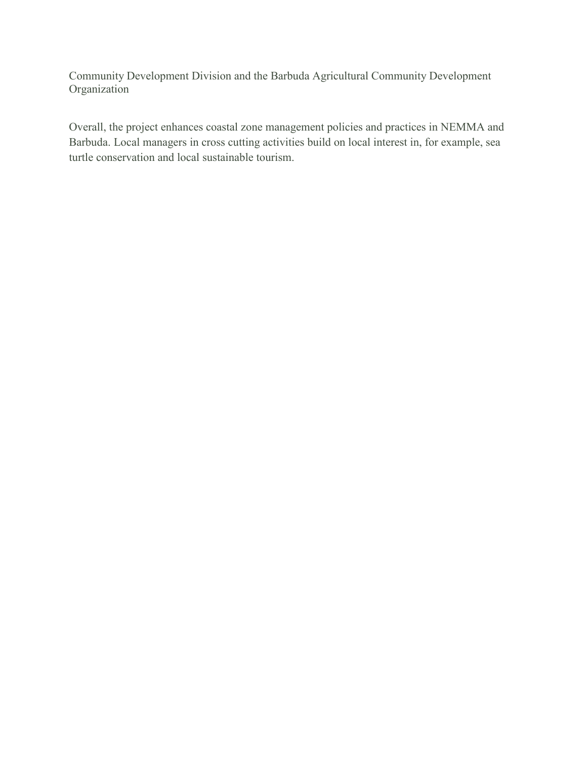Community Development Division and the Barbuda Agricultural Community Development Organization

Overall, the project enhances coastal zone management policies and practices in NEMMA and Barbuda. Local managers in cross cutting activities build on local interest in, for example, sea turtle conservation and local sustainable tourism.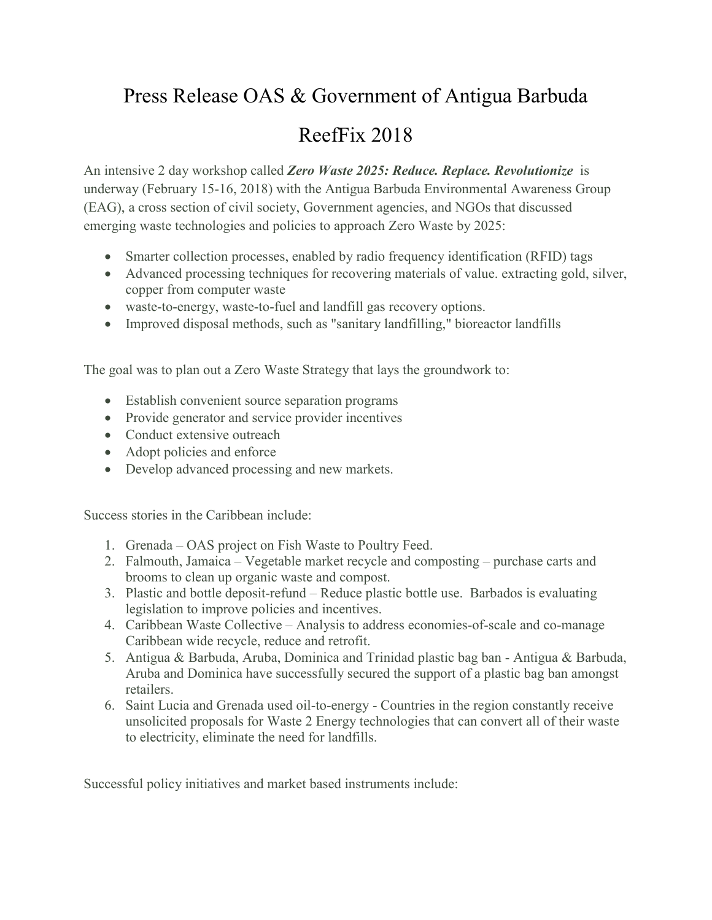# Press Release OAS & Government of Antigua Barbuda

# ReefFix 2018

An intensive 2 day workshop called ***Zero Waste 2025: Reduce. Replace. Revolutionize*** is underway (February 15-16, 2018) with the Antigua Barbuda Environmental Awareness Group (EAG), a cross section of civil society, Government agencies, and NGOs that discussed emerging waste technologies and policies to approach Zero Waste by 2025:

- Smarter collection processes, enabled by radio frequency identification (RFID) tags
- Advanced processing techniques for recovering materials of value. extracting gold, silver, copper from computer waste
- waste-to-energy, waste-to-fuel and landfill gas recovery options.
- Improved disposal methods, such as "sanitary landfilling," bioreactor landfills

The goal was to plan out a Zero Waste Strategy that lays the groundwork to:

- Establish convenient source separation programs
- Provide generator and service provider incentives
- Conduct extensive outreach
- Adopt policies and enforce
- Develop advanced processing and new markets.

Success stories in the Caribbean include:

1. Grenada – OAS project on Fish Waste to Poultry Feed.
2. Falmouth, Jamaica – Vegetable market recycle and composting – purchase carts and brooms to clean up organic waste and compost.
3. Plastic and bottle deposit-refund – Reduce plastic bottle use. Barbados is evaluating legislation to improve policies and incentives.
4. Caribbean Waste Collective – Analysis to address economies-of-scale and co-manage Caribbean wide recycle, reduce and retrofit.
5. Antigua & Barbuda, Aruba, Dominica and Trinidad plastic bag ban - Antigua & Barbuda, Aruba and Dominica have successfully secured the support of a plastic bag ban amongst retailers.
6. Saint Lucia and Grenada used oil-to-energy - Countries in the region constantly receive unsolicited proposals for Waste 2 Energy technologies that can convert all of their waste to electricity, eliminate the need for landfills.

Successful policy initiatives and market based instruments include: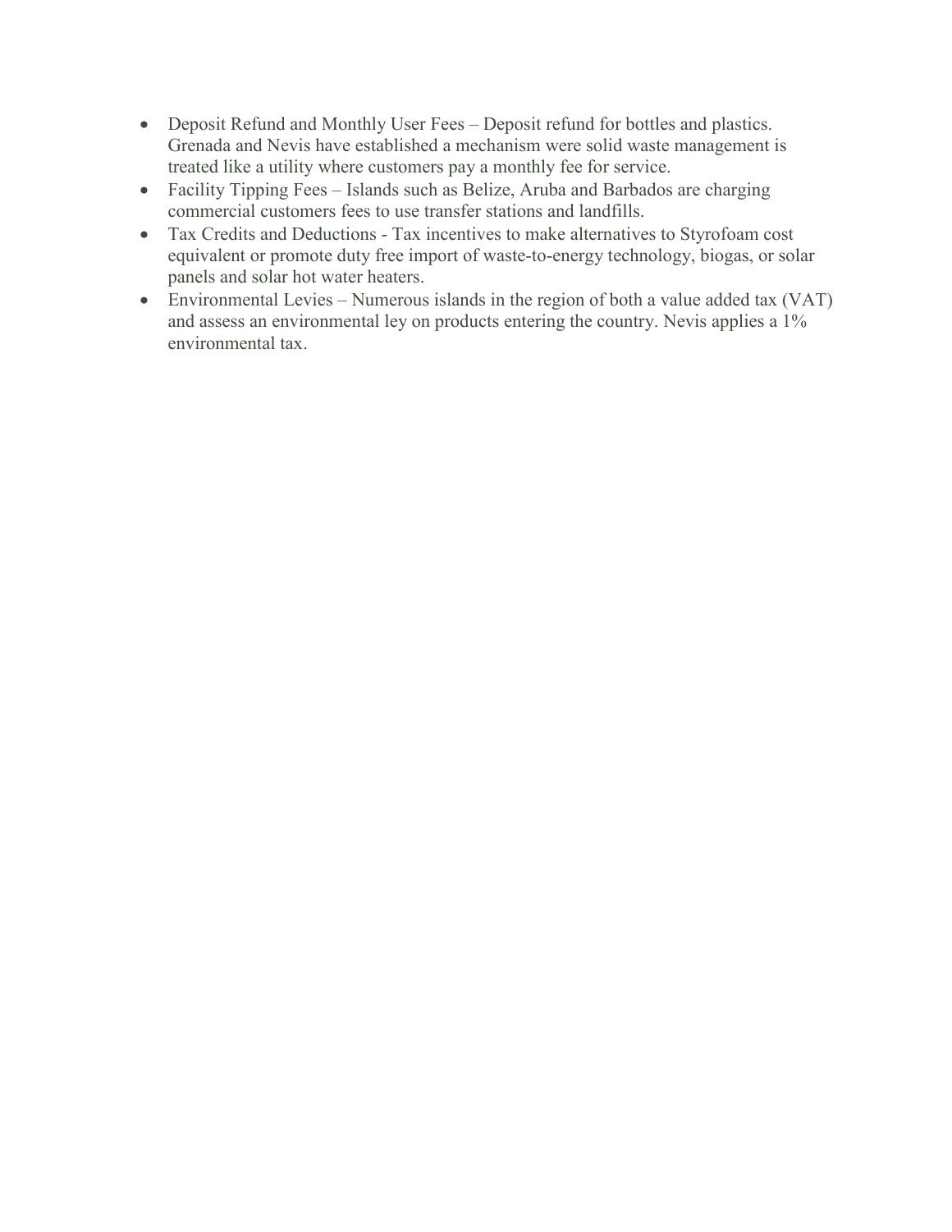- Deposit Refund and Monthly User Fees – Deposit refund for bottles and plastics. Grenada and Nevis have established a mechanism were solid waste management is treated like a utility where customers pay a monthly fee for service.
- Facility Tipping Fees – Islands such as Belize, Aruba and Barbados are charging commercial customers fees to use transfer stations and landfills.
- Tax Credits and Deductions - Tax incentives to make alternatives to Styrofoam cost equivalent or promote duty free import of waste-to-energy technology, biogas, or solar panels and solar hot water heaters.
- Environmental Levies – Numerous islands in the region of both a value added tax (VAT) and assess an environmental ley on products entering the country. Nevis applies a 1% environmental tax.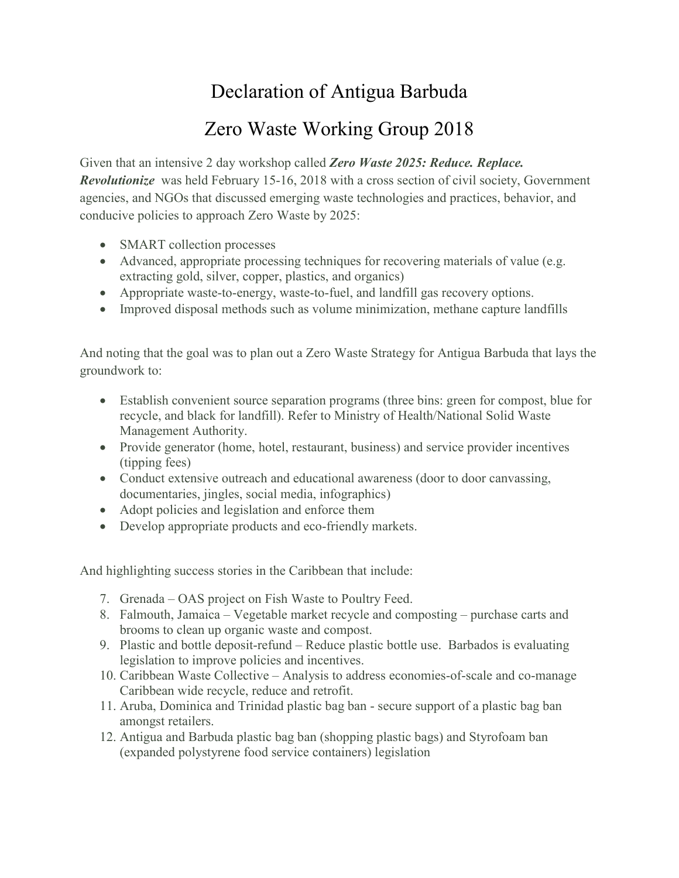# Declaration of Antigua Barbuda

# Zero Waste Working Group 2018

Given that an intensive 2 day workshop called ***Zero Waste 2025: Reduce. Replace. Revolutionize*** was held February 15-16, 2018 with a cross section of civil society, Government agencies, and NGOs that discussed emerging waste technologies and practices, behavior, and conducive policies to approach Zero Waste by 2025:

- SMART collection processes
- Advanced, appropriate processing techniques for recovering materials of value (e.g. extracting gold, silver, copper, plastics, and organics)
- Appropriate waste-to-energy, waste-to-fuel, and landfill gas recovery options.
- Improved disposal methods such as volume minimization, methane capture landfills

And noting that the goal was to plan out a Zero Waste Strategy for Antigua Barbuda that lays the groundwork to:

- Establish convenient source separation programs (three bins: green for compost, blue for recycle, and black for landfill). Refer to Ministry of Health/National Solid Waste Management Authority.
- Provide generator (home, hotel, restaurant, business) and service provider incentives (tipping fees)
- Conduct extensive outreach and educational awareness (door to door canvassing, documentaries, jingles, social media, infographics)
- Adopt policies and legislation and enforce them
- Develop appropriate products and eco-friendly markets.

And highlighting success stories in the Caribbean that include:

7. Grenada – OAS project on Fish Waste to Poultry Feed.
8. Falmouth, Jamaica – Vegetable market recycle and composting – purchase carts and brooms to clean up organic waste and compost.
9. Plastic and bottle deposit-refund – Reduce plastic bottle use. Barbados is evaluating legislation to improve policies and incentives.
10. Caribbean Waste Collective – Analysis to address economies-of-scale and co-manage Caribbean wide recycle, reduce and retrofit.
11. Aruba, Dominica and Trinidad plastic bag ban - secure support of a plastic bag ban amongst retailers.
12. Antigua and Barbuda plastic bag ban (shopping plastic bags) and Styrofoam ban (expanded polystyrene food service containers) legislation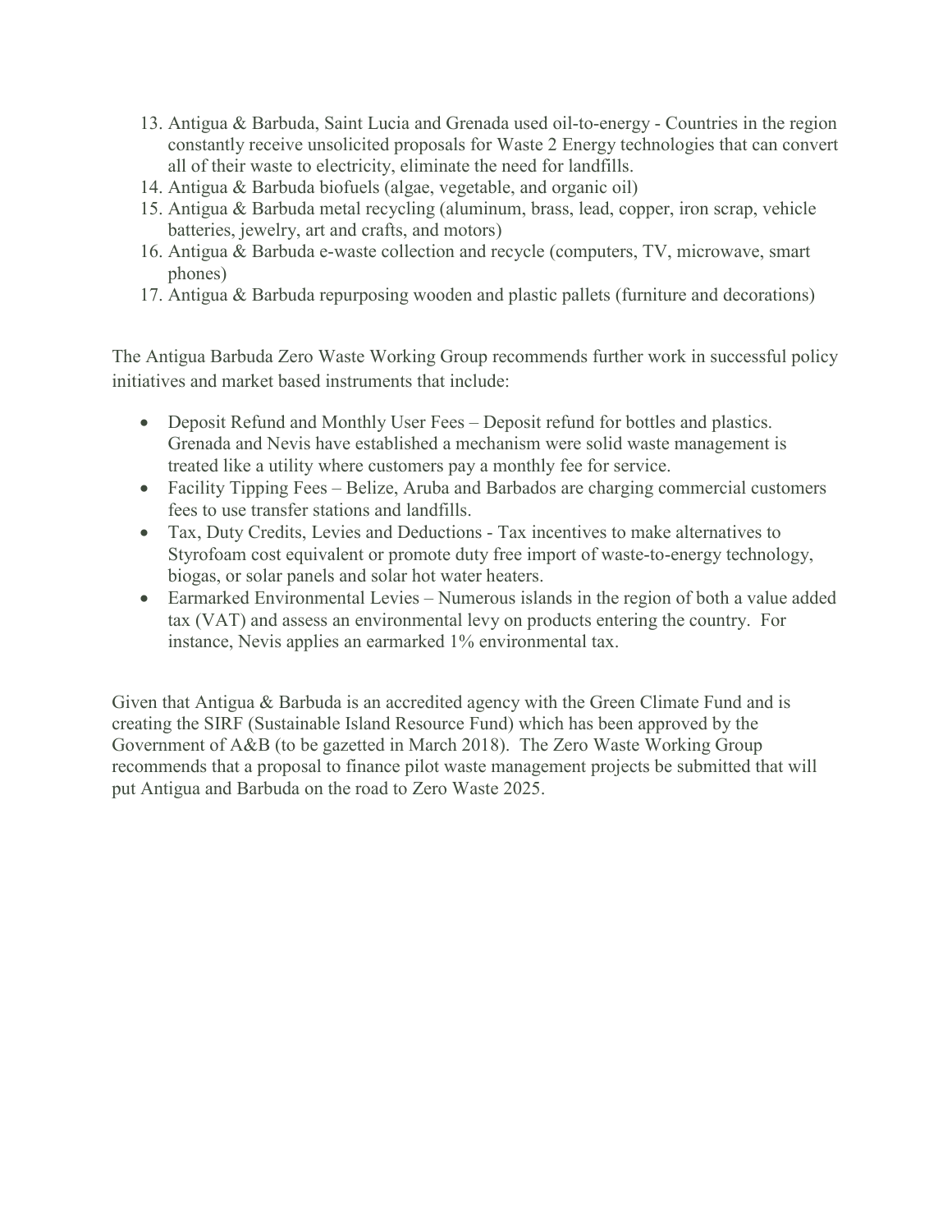13. Antigua & Barbuda, Saint Lucia and Grenada used oil-to-energy - Countries in the region constantly receive unsolicited proposals for Waste 2 Energy technologies that can convert all of their waste to electricity, eliminate the need for landfills.
14. Antigua & Barbuda biofuels (algae, vegetable, and organic oil)
15. Antigua & Barbuda metal recycling (aluminum, brass, lead, copper, iron scrap, vehicle batteries, jewelry, art and crafts, and motors)
16. Antigua & Barbuda e-waste collection and recycle (computers, TV, microwave, smart phones)
17. Antigua & Barbuda repurposing wooden and plastic pallets (furniture and decorations)

The Antigua Barbuda Zero Waste Working Group recommends further work in successful policy initiatives and market based instruments that include:

- Deposit Refund and Monthly User Fees – Deposit refund for bottles and plastics. Grenada and Nevis have established a mechanism were solid waste management is treated like a utility where customers pay a monthly fee for service.
- Facility Tipping Fees – Belize, Aruba and Barbados are charging commercial customers fees to use transfer stations and landfills.
- Tax, Duty Credits, Levies and Deductions - Tax incentives to make alternatives to Styrofoam cost equivalent or promote duty free import of waste-to-energy technology, biogas, or solar panels and solar hot water heaters.
- Earmarked Environmental Levies – Numerous islands in the region of both a value added tax (VAT) and assess an environmental levy on products entering the country. For instance, Nevis applies an earmarked 1% environmental tax.

Given that Antigua & Barbuda is an accredited agency with the Green Climate Fund and is creating the SIRF (Sustainable Island Resource Fund) which has been approved by the Government of A&B (to be gazetted in March 2018). The Zero Waste Working Group recommends that a proposal to finance pilot waste management projects be submitted that will put Antigua and Barbuda on the road to Zero Waste 2025.